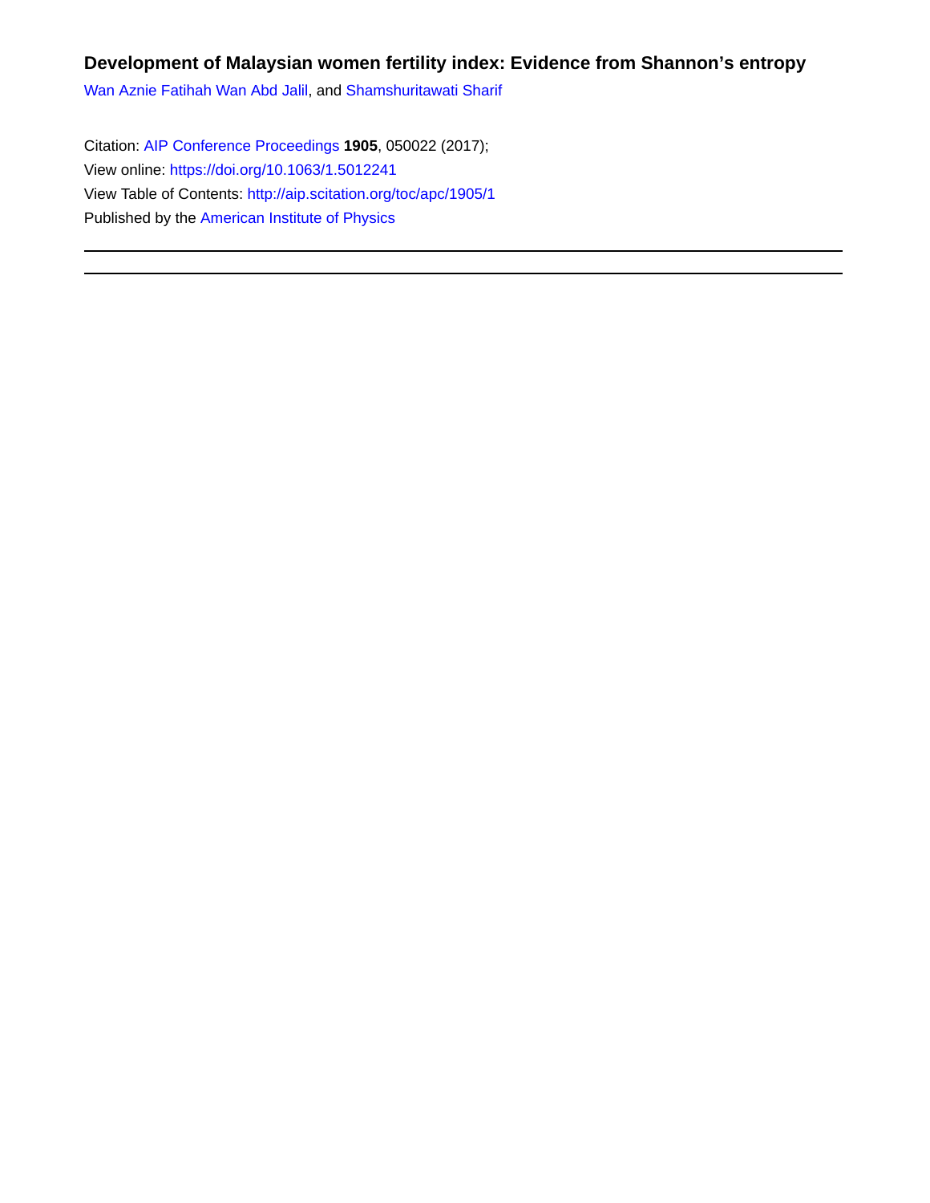# Development of Malaysian women fertility index: Evidence from Shannon's entropy

Wan Aznie Fatihah Wan Abd Jalil, and Shamshuritawati Sharif

Citation: AIP Conference Proceedings **1905**, 050022 (2017);

View online: https://doi.org/10.1063/1.5012241

View Table of Contents: http://aip.scitation.org/toc/apc/1905/1

Published by the American Institute of Physics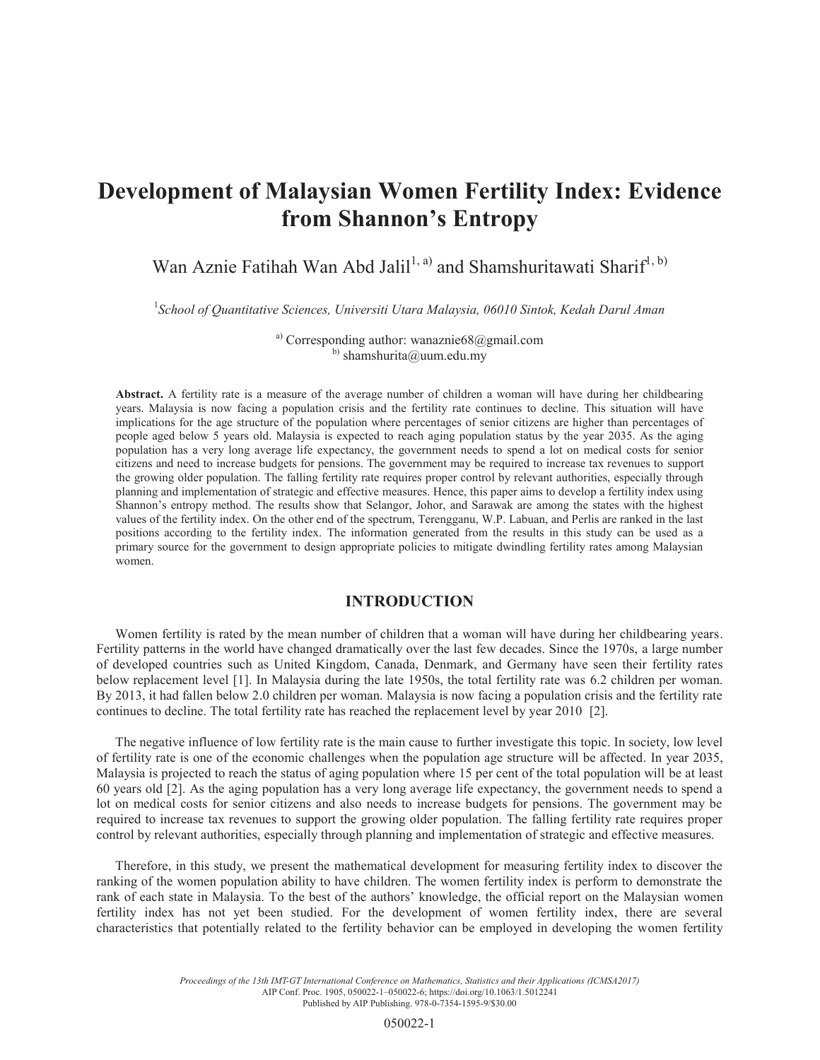# Development of Malaysian Women Fertility Index: Evidence from Shannon's Entropy

Wan Aznie Fatihah Wan Abd Jalil[1, a)] and Shamshuritawati Sharif[1, b)]

[1]*School of Quantitative Sciences, Universiti Utara Malaysia, 06010 Sintok, Kedah Darul Aman*

[a)] Corresponding author: wanaznie68@gmail.com
[b)] shamshurita@uum.edu.my

**Abstract.** A fertility rate is a measure of the average number of children a woman will have during her childbearing years. Malaysia is now facing a population crisis and the fertility rate continues to decline. This situation will have implications for the age structure of the population where percentages of senior citizens are higher than percentages of people aged below 5 years old. Malaysia is expected to reach aging population status by the year 2035. As the aging population has a very long average life expectancy, the government needs to spend a lot on medical costs for senior citizens and need to increase budgets for pensions. The government may be required to increase tax revenues to support the growing older population. The falling fertility rate requires proper control by relevant authorities, especially through planning and implementation of strategic and effective measures. Hence, this paper aims to develop a fertility index using Shannon's entropy method. The results show that Selangor, Johor, and Sarawak are among the states with the highest values of the fertility index. On the other end of the spectrum, Terengganu, W.P. Labuan, and Perlis are ranked in the last positions according to the fertility index. The information generated from the results in this study can be used as a primary source for the government to design appropriate policies to mitigate dwindling fertility rates among Malaysian women.

## INTRODUCTION

Women fertility is rated by the mean number of children that a woman will have during her childbearing years. Fertility patterns in the world have changed dramatically over the last few decades. Since the 1970s, a large number of developed countries such as United Kingdom, Canada, Denmark, and Germany have seen their fertility rates below replacement level [1]. In Malaysia during the late 1950s, the total fertility rate was 6.2 children per woman. By 2013, it had fallen below 2.0 children per woman. Malaysia is now facing a population crisis and the fertility rate continues to decline. The total fertility rate has reached the replacement level by year 2010 [2].

The negative influence of low fertility rate is the main cause to further investigate this topic. In society, low level of fertility rate is one of the economic challenges when the population age structure will be affected. In year 2035, Malaysia is projected to reach the status of aging population where 15 per cent of the total population will be at least 60 years old [2]. As the aging population has a very long average life expectancy, the government needs to spend a lot on medical costs for senior citizens and also needs to increase budgets for pensions. The government may be required to increase tax revenues to support the growing older population. The falling fertility rate requires proper control by relevant authorities, especially through planning and implementation of strategic and effective measures.

Therefore, in this study, we present the mathematical development for measuring fertility index to discover the ranking of the women population ability to have children. The women fertility index is perform to demonstrate the rank of each state in Malaysia. To the best of the authors' knowledge, the official report on the Malaysian women fertility index has not yet been studied. For the development of women fertility index, there are several characteristics that potentially related to the fertility behavior can be employed in developing the women fertility

*Proceedings of the 13th IMT-GT International Conference on Mathematics, Statistics and their Applications (ICMSA2017)*
AIP Conf. Proc. 1905, 050022-1–050022-6; https://doi.org/10.1063/1.5012241
Published by AIP Publishing. 978-0-7354-1595-9/$30.00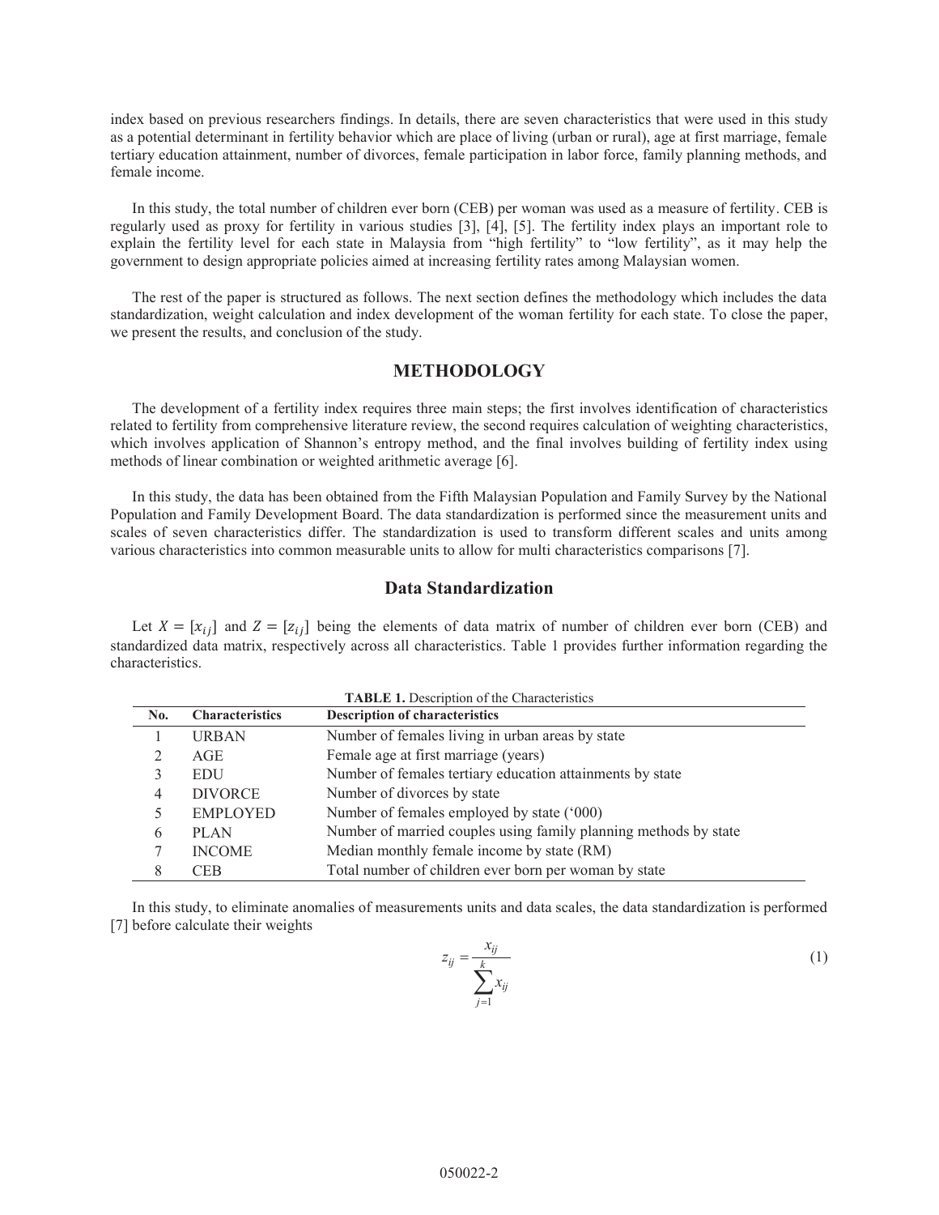index based on previous researchers findings. In details, there are seven characteristics that were used in this study as a potential determinant in fertility behavior which are place of living (urban or rural), age at first marriage, female tertiary education attainment, number of divorces, female participation in labor force, family planning methods, and female income.

In this study, the total number of children ever born (CEB) per woman was used as a measure of fertility. CEB is regularly used as proxy for fertility in various studies [3], [4], [5]. The fertility index plays an important role to explain the fertility level for each state in Malaysia from "high fertility" to "low fertility", as it may help the government to design appropriate policies aimed at increasing fertility rates among Malaysian women.

The rest of the paper is structured as follows. The next section defines the methodology which includes the data standardization, weight calculation and index development of the woman fertility for each state. To close the paper, we present the results, and conclusion of the study.

## METHODOLOGY

The development of a fertility index requires three main steps; the first involves identification of characteristics related to fertility from comprehensive literature review, the second requires calculation of weighting characteristics, which involves application of Shannon's entropy method, and the final involves building of fertility index using methods of linear combination or weighted arithmetic average [6].

In this study, the data has been obtained from the Fifth Malaysian Population and Family Survey by the National Population and Family Development Board. The data standardization is performed since the measurement units and scales of seven characteristics differ. The standardization is used to transform different scales and units among various characteristics into common measurable units to allow for multi characteristics comparisons [7].

### Data Standardization

Let $X = [x_{ij}]$ and $Z = [z_{ij}]$ being the elements of data matrix of number of children ever born (CEB) and standardized data matrix, respectively across all characteristics. Table 1 provides further information regarding the characteristics.

**TABLE 1.** Description of the Characteristics

| No. | Characteristics | Description of characteristics |
|---|---|---|
| 1 | URBAN | Number of females living in urban areas by state |
| 2 | AGE | Female age at first marriage (years) |
| 3 | EDU | Number of females tertiary education attainments by state |
| 4 | DIVORCE | Number of divorces by state |
| 5 | EMPLOYED | Number of females employed by state ('000) |
| 6 | PLAN | Number of married couples using family planning methods by state |
| 7 | INCOME | Median monthly female income by state (RM) |
| 8 | CEB | Total number of children ever born per woman by state |

In this study, to eliminate anomalies of measurements units and data scales, the data standardization is performed [7] before calculate their weights

$$z_{ij} = \frac{x_{ij}}{\sum_{j=1}^{k} x_{ij}} \tag{1}$$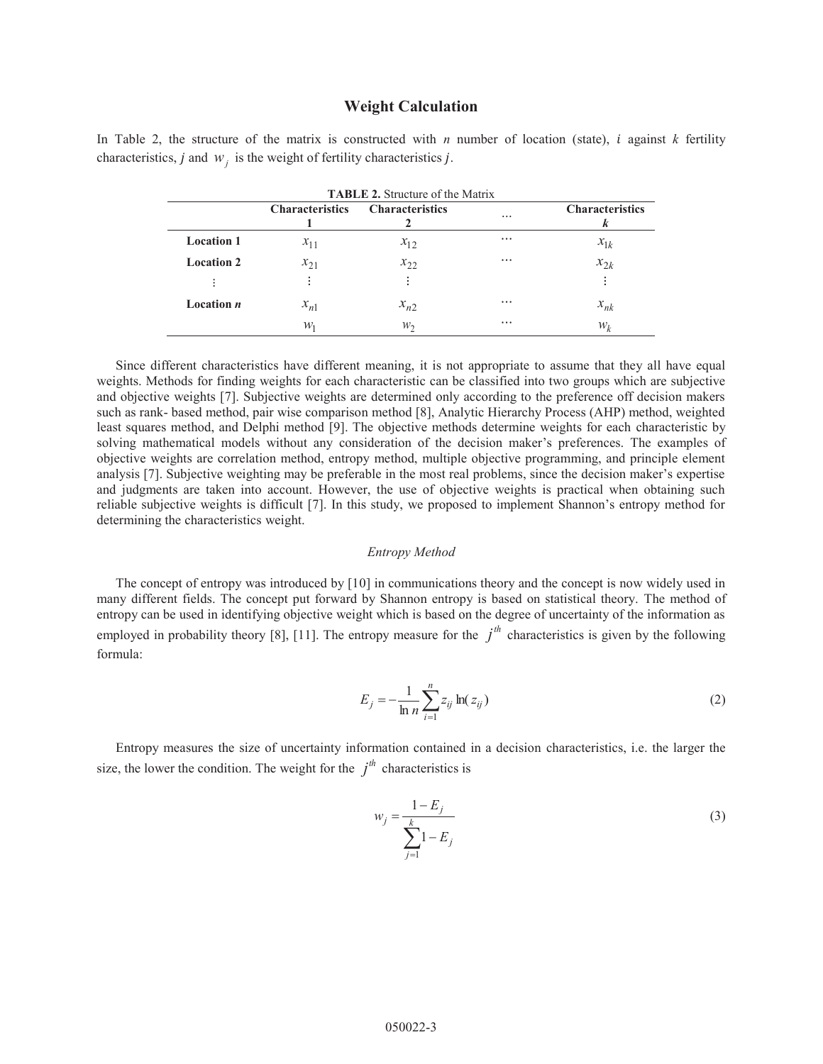## Weight Calculation

In Table 2, the structure of the matrix is constructed with $n$ number of location (state), $i$ against $k$ fertility characteristics, $j$ and $w_j$ is the weight of fertility characteristics $j$.

**TABLE 2.** Structure of the Matrix

| | Characteristics 1 | Characteristics 2 | … | Characteristics $k$ |
|---|---|---|---|---|
| **Location 1** | $x_{11}$ | $x_{12}$ | … | $x_{1k}$ |
| **Location 2** | $x_{21}$ | $x_{22}$ | … | $x_{2k}$ |
| ⋮ | ⋮ | ⋮ | | ⋮ |
| **Location $n$** | $x_{n1}$ | $x_{n2}$ | … | $x_{nk}$ |
| | $w_1$ | $w_2$ | … | $w_k$ |

Since different characteristics have different meaning, it is not appropriate to assume that they all have equal weights. Methods for finding weights for each characteristic can be classified into two groups which are subjective and objective weights [7]. Subjective weights are determined only according to the preference off decision makers such as rank- based method, pair wise comparison method [8], Analytic Hierarchy Process (AHP) method, weighted least squares method, and Delphi method [9]. The objective methods determine weights for each characteristic by solving mathematical models without any consideration of the decision maker's preferences. The examples of objective weights are correlation method, entropy method, multiple objective programming, and principle element analysis [7]. Subjective weighting may be preferable in the most real problems, since the decision maker's expertise and judgments are taken into account. However, the use of objective weights is practical when obtaining such reliable subjective weights is difficult [7]. In this study, we proposed to implement Shannon's entropy method for determining the characteristics weight.

### *Entropy Method*

The concept of entropy was introduced by [10] in communications theory and the concept is now widely used in many different fields. The concept put forward by Shannon entropy is based on statistical theory. The method of entropy can be used in identifying objective weight which is based on the degree of uncertainty of the information as employed in probability theory [8], [11]. The entropy measure for the $j^{th}$ characteristics is given by the following formula:

$$E_j = -\frac{1}{\ln n}\sum_{i=1}^{n} z_{ij}\ln(z_{ij}) \tag{2}$$

Entropy measures the size of uncertainty information contained in a decision characteristics, i.e. the larger the size, the lower the condition. The weight for the $j^{th}$ characteristics is

$$w_j = \frac{1-E_j}{\sum_{j=1}^{k} 1-E_j} \tag{3}$$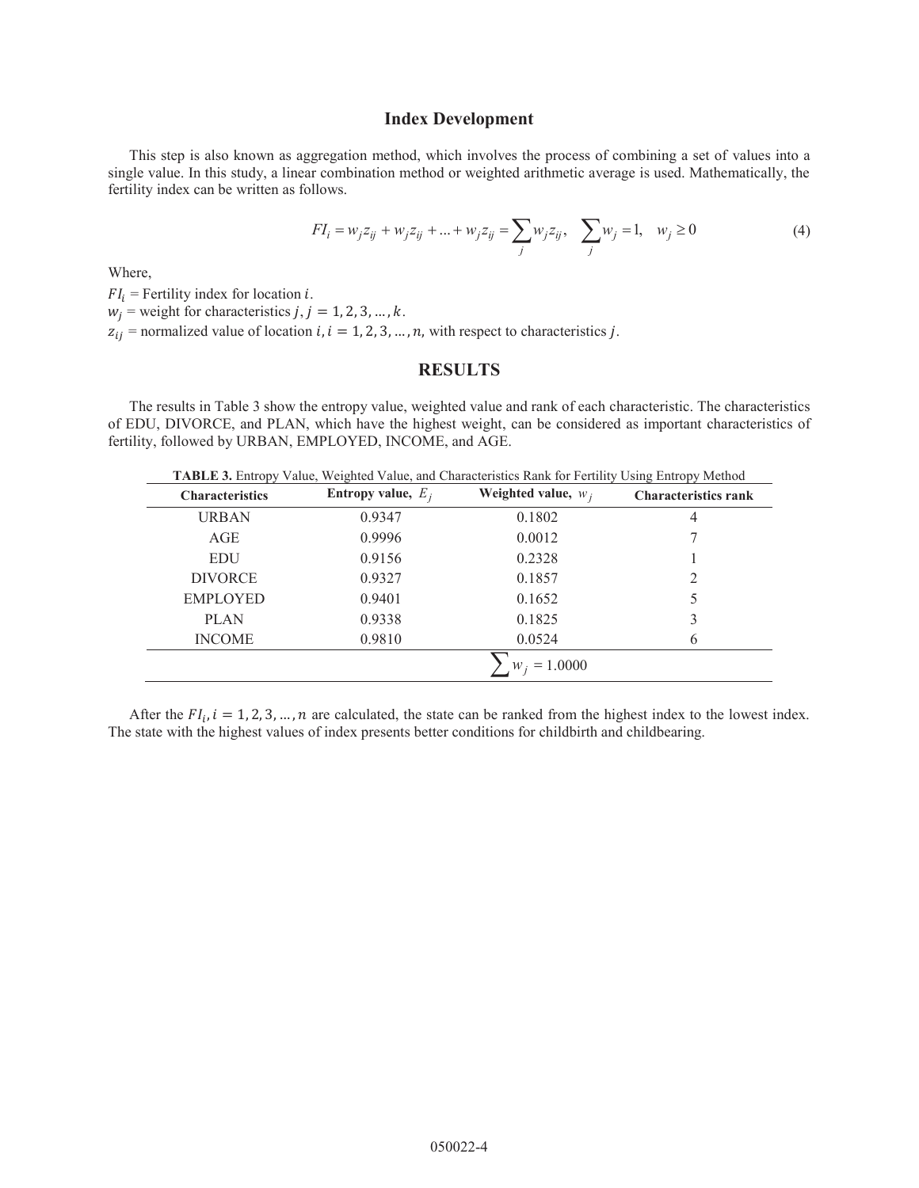### Index Development

This step is also known as aggregation method, which involves the process of combining a set of values into a single value. In this study, a linear combination method or weighted arithmetic average is used. Mathematically, the fertility index can be written as follows.

$$FI_i = w_j z_{ij} + w_j z_{ij} + ... + w_j z_{ij} = \sum_j w_j z_{ij}, \quad \sum_j w_j = 1, \quad w_j \geq 0 \tag{4}$$

Where,

$FI_i$ = Fertility index for location $i$.
$w_j$ = weight for characteristics $j, j = 1, 2, 3, \ldots, k$.
$z_{ij}$ = normalized value of location $i, i = 1, 2, 3, \ldots, n$, with respect to characteristics $j$.

## RESULTS

The results in Table 3 show the entropy value, weighted value and rank of each characteristic. The characteristics of EDU, DIVORCE, and PLAN, which have the highest weight, can be considered as important characteristics of fertility, followed by URBAN, EMPLOYED, INCOME, and AGE.

**TABLE 3.** Entropy Value, Weighted Value, and Characteristics Rank for Fertility Using Entropy Method

| Characteristics | Entropy value, $E_j$ | Weighted value, $w_j$ | Characteristics rank |
|---|---|---|---|
| URBAN | 0.9347 | 0.1802 | 4 |
| AGE | 0.9996 | 0.0012 | 7 |
| EDU | 0.9156 | 0.2328 | 1 |
| DIVORCE | 0.9327 | 0.1857 | 2 |
| EMPLOYED | 0.9401 | 0.1652 | 5 |
| PLAN | 0.9338 | 0.1825 | 3 |
| INCOME | 0.9810 | 0.0524 | 6 |
| | | $\sum w_j = 1.0000$ | |

After the $FI_i, i = 1, 2, 3, \ldots, n$ are calculated, the state can be ranked from the highest index to the lowest index. The state with the highest values of index presents better conditions for childbirth and childbearing.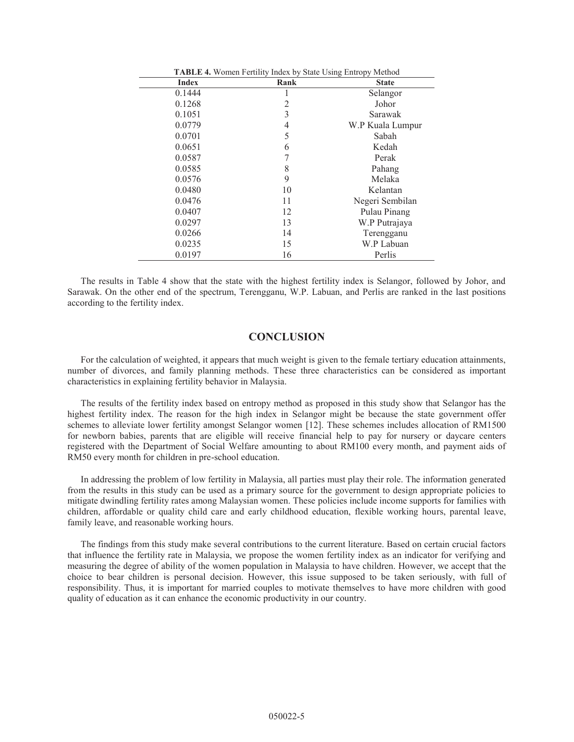**TABLE 4.** Women Fertility Index by State Using Entropy Method

| Index | Rank | State |
|---|---|---|
| 0.1444 | 1 | Selangor |
| 0.1268 | 2 | Johor |
| 0.1051 | 3 | Sarawak |
| 0.0779 | 4 | W.P Kuala Lumpur |
| 0.0701 | 5 | Sabah |
| 0.0651 | 6 | Kedah |
| 0.0587 | 7 | Perak |
| 0.0585 | 8 | Pahang |
| 0.0576 | 9 | Melaka |
| 0.0480 | 10 | Kelantan |
| 0.0476 | 11 | Negeri Sembilan |
| 0.0407 | 12 | Pulau Pinang |
| 0.0297 | 13 | W.P Putrajaya |
| 0.0266 | 14 | Terengganu |
| 0.0235 | 15 | W.P Labuan |
| 0.0197 | 16 | Perlis |

The results in Table 4 show that the state with the highest fertility index is Selangor, followed by Johor, and Sarawak. On the other end of the spectrum, Terengganu, W.P. Labuan, and Perlis are ranked in the last positions according to the fertility index.

## CONCLUSION

For the calculation of weighted, it appears that much weight is given to the female tertiary education attainments, number of divorces, and family planning methods. These three characteristics can be considered as important characteristics in explaining fertility behavior in Malaysia.

The results of the fertility index based on entropy method as proposed in this study show that Selangor has the highest fertility index. The reason for the high index in Selangor might be because the state government offer schemes to alleviate lower fertility amongst Selangor women [12]. These schemes includes allocation of RM1500 for newborn babies, parents that are eligible will receive financial help to pay for nursery or daycare centers registered with the Department of Social Welfare amounting to about RM100 every month, and payment aids of RM50 every month for children in pre-school education.

In addressing the problem of low fertility in Malaysia, all parties must play their role. The information generated from the results in this study can be used as a primary source for the government to design appropriate policies to mitigate dwindling fertility rates among Malaysian women. These policies include income supports for families with children, affordable or quality child care and early childhood education, flexible working hours, parental leave, family leave, and reasonable working hours.

The findings from this study make several contributions to the current literature. Based on certain crucial factors that influence the fertility rate in Malaysia, we propose the women fertility index as an indicator for verifying and measuring the degree of ability of the women population in Malaysia to have children. However, we accept that the choice to bear children is personal decision. However, this issue supposed to be taken seriously, with full of responsibility. Thus, it is important for married couples to motivate themselves to have more children with good quality of education as it can enhance the economic productivity in our country.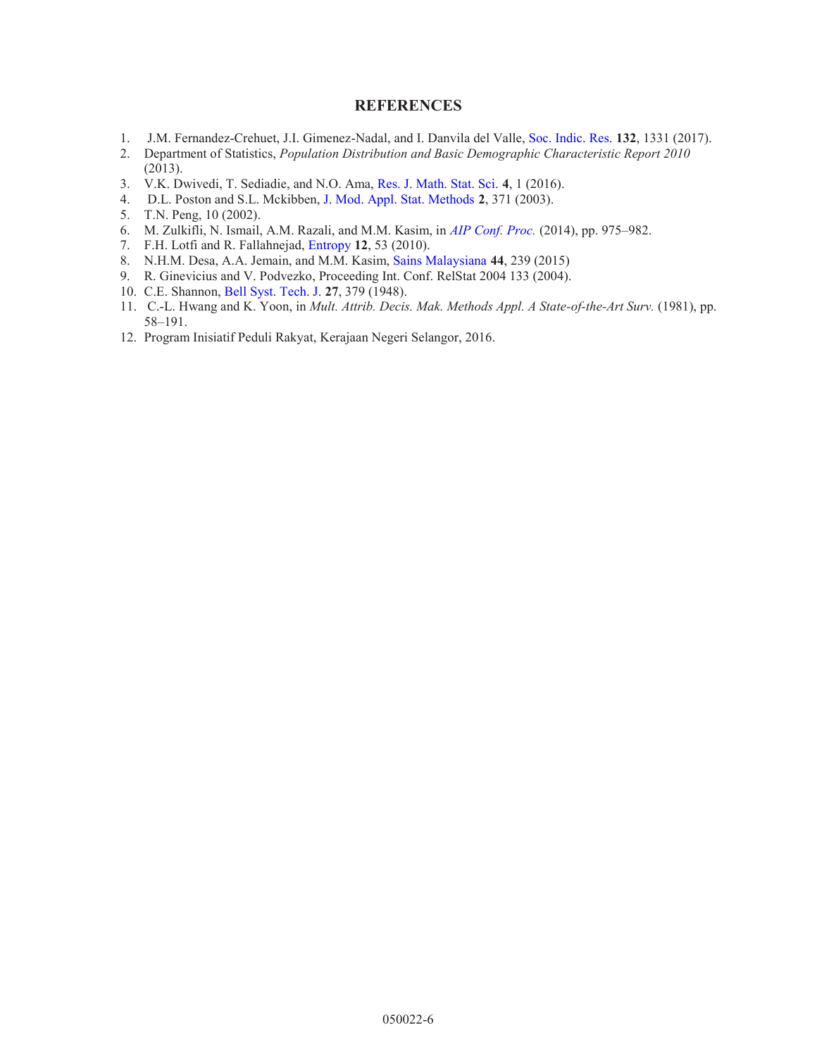## REFERENCES

1. J.M. Fernandez-Crehuet, J.I. Gimenez-Nadal, and I. Danvila del Valle, Soc. Indic. Res. **132**, 1331 (2017).
2. Department of Statistics, *Population Distribution and Basic Demographic Characteristic Report 2010* (2013).
3. V.K. Dwivedi, T. Sediadie, and N.O. Ama, Res. J. Math. Stat. Sci. **4**, 1 (2016).
4. D.L. Poston and S.L. Mckibben, J. Mod. Appl. Stat. Methods **2**, 371 (2003).
5. T.N. Peng, 10 (2002).
6. M. Zulkifli, N. Ismail, A.M. Razali, and M.M. Kasim, in *AIP Conf. Proc.* (2014), pp. 975–982.
7. F.H. Lotfi and R. Fallahnejad, Entropy **12**, 53 (2010).
8. N.H.M. Desa, A.A. Jemain, and M.M. Kasim, Sains Malaysiana **44**, 239 (2015)
9. R. Ginevicius and V. Podvezko, Proceeding Int. Conf. RelStat 2004 133 (2004).
10. C.E. Shannon, Bell Syst. Tech. J. **27**, 379 (1948).
11. C.-L. Hwang and K. Yoon, in *Mult. Attrib. Decis. Mak. Methods Appl. A State-of-the-Art Surv.* (1981), pp. 58–191.
12. Program Inisiatif Peduli Rakyat, Kerajaan Negeri Selangor, 2016.